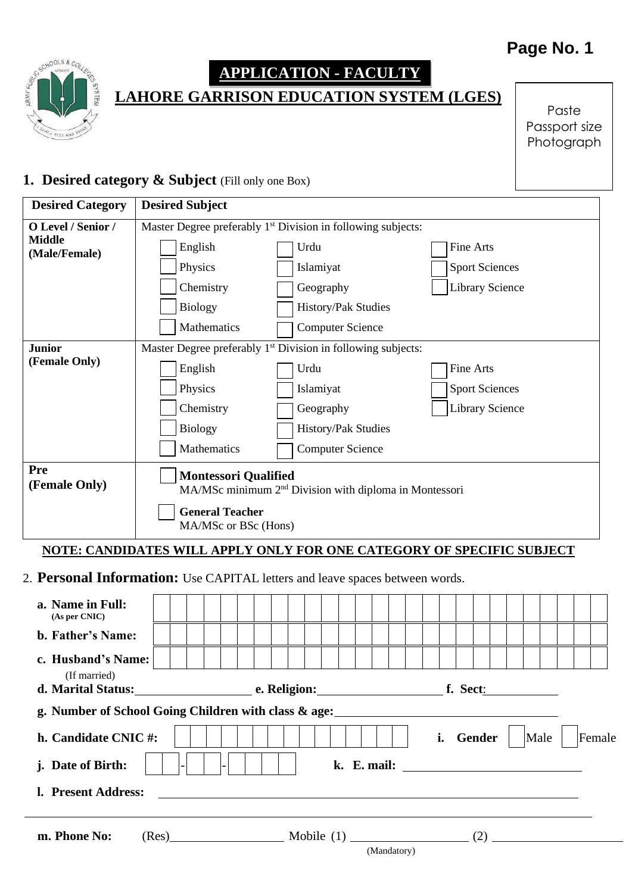# APPLICATION - FACULTY

## LAHORE GARRISON EDUCATION SYSTEM (LGES)

Paste Passport size Photograph

### 1. Desired category & Subject (Fill only one Box)

| Desired Category | Desired Subject | | |
|---|---|---|---|
| **O Level / Senior / Middle (Male/Female)** | Master Degree preferably 1st Division in following subjects: | | |
| | ☐ English | ☐ Urdu | ☐ Fine Arts |
| | ☐ Physics | ☐ Islamiyat | ☐ Sport Sciences |
| | ☐ Chemistry | ☐ Geography | ☐ Library Science |
| | ☐ Biology | ☐ History/Pak Studies | |
| | ☐ Mathematics | ☐ Computer Science | |
| **Junior (Female Only)** | Master Degree preferably 1st Division in following subjects: | | |
| | ☐ English | ☐ Urdu | ☐ Fine Arts |
| | ☐ Physics | ☐ Islamiyat | ☐ Sport Sciences |
| | ☐ Chemistry | ☐ Geography | ☐ Library Science |
| | ☐ Biology | ☐ History/Pak Studies | |
| | ☐ Mathematics | ☐ Computer Science | |
| **Pre (Female Only)** | ☐ **Montessori Qualified** MA/MSc minimum 2nd Division with diploma in Montessori | | |
| | ☐ **General Teacher** MA/MSc or BSc (Hons) | | |

**NOTE: CANDIDATES WILL APPLY ONLY FOR ONE CATEGORY OF SPECIFIC SUBJECT**

### 2. Personal Information: Use CAPITAL letters and leave spaces between words.

**a. Name in Full:** (As per CNIC) ______________________________

**b. Father's Name:** ______________________________

**c. Husband's Name:** (If married) ______________________________

**d. Marital Status:** ______________ **e. Religion:** ______________ **f. Sect:** ______________

**g. Number of School Going Children with class & age:** ______________________________

**h. Candidate CNIC #:** ______________ **i. Gender** ☐ Male ☐ Female

**j. Date of Birth:** __ __ - __ __ - __ __ __ __ **k. E. mail:** ______________

**l. Present Address:** ______________________________

______________________________

**m. Phone No:** (Res) ______________ Mobile (1) ______________ (Mandatory) (2) ______________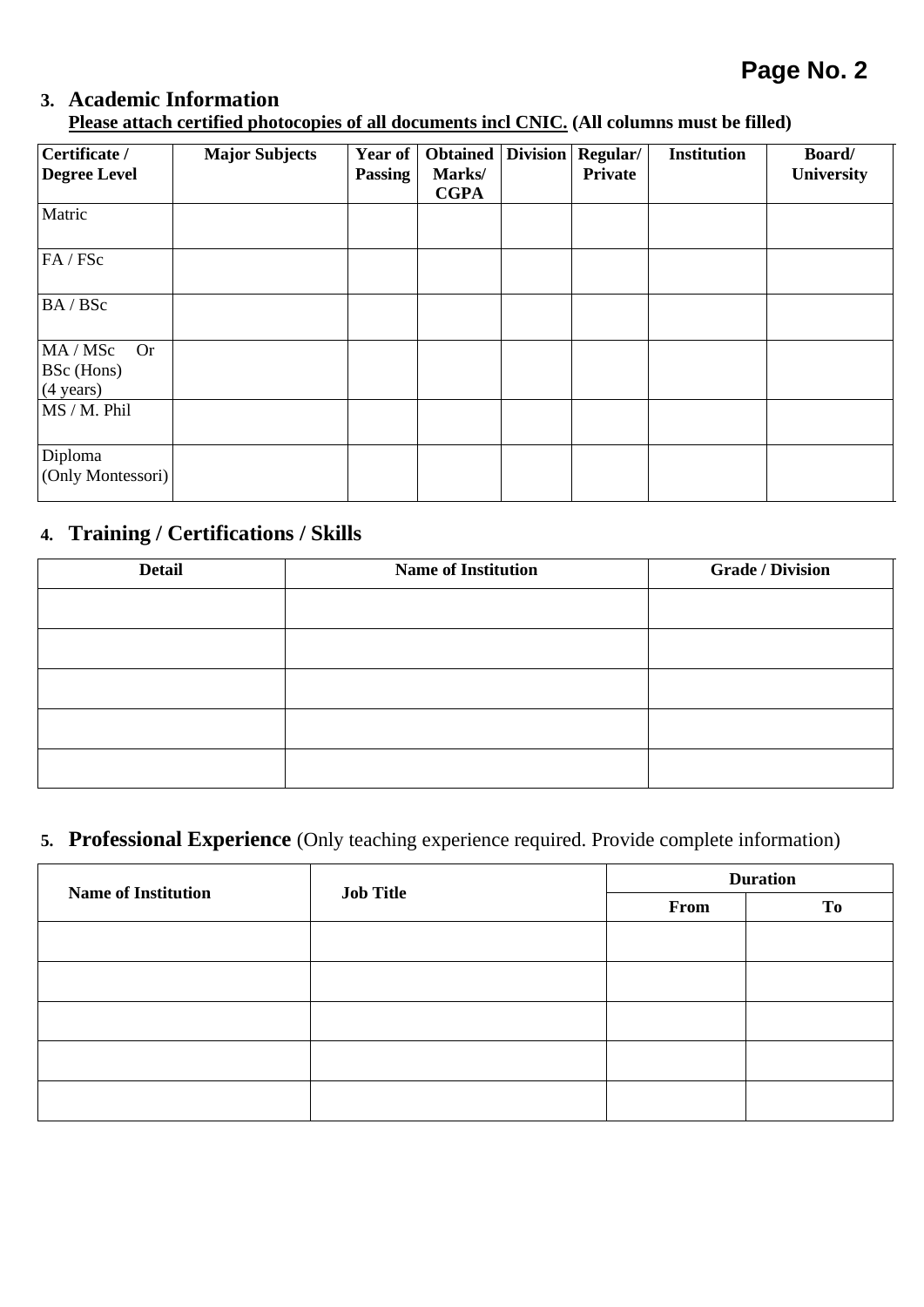## 3. Academic Information

**<u>Please attach certified photocopies of all documents incl CNIC.</u> (All columns must be filled)**

| Certificate / Degree Level | Major Subjects | Year of Passing | Obtained Marks/ CGPA | Division | Regular/ Private | Institution | Board/ University |
|---|---|---|---|---|---|---|---|
| Matric | | | | | | | |
| FA / FSc | | | | | | | |
| BA / BSc | | | | | | | |
| MA / MSc Or BSc (Hons) (4 years) | | | | | | | |
| MS / M. Phil | | | | | | | |
| Diploma (Only Montessori) | | | | | | | |

## 4. Training / Certifications / Skills

| Detail | Name of Institution | Grade / Division |
|---|---|---|
| | | |
| | | |
| | | |
| | | |
| | | |

## 5. Professional Experience (Only teaching experience required. Provide complete information)

| Name of Institution | Job Title | Duration | |
|---|---|---|---|
| | | From | To |
| | | | |
| | | | |
| | | | |
| | | | |
| | | | |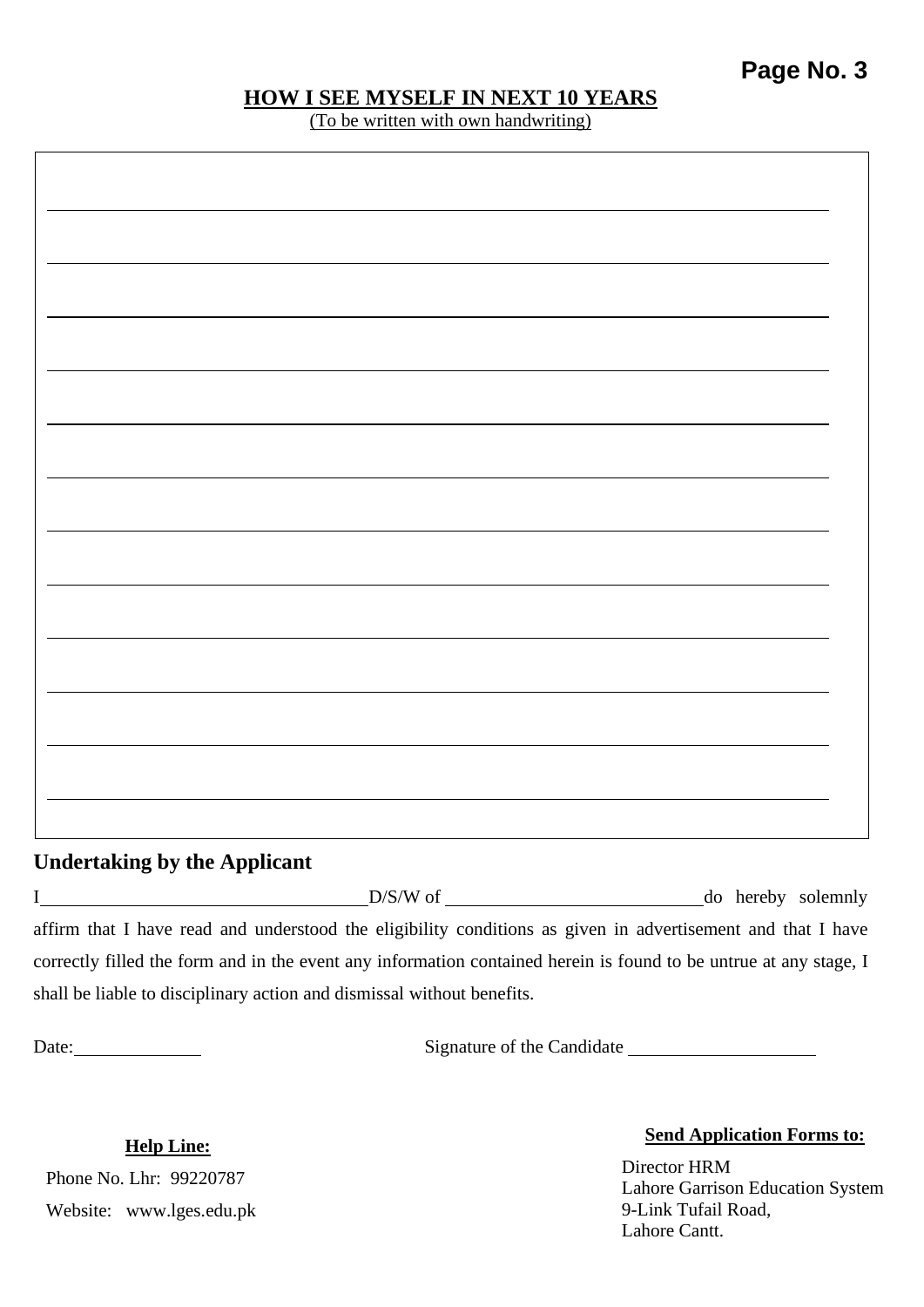## HOW I SEE MYSELF IN NEXT 10 YEARS

(To be written with own handwriting)

______________________________________________________________________

______________________________________________________________________

______________________________________________________________________

______________________________________________________________________

______________________________________________________________________

______________________________________________________________________

______________________________________________________________________

______________________________________________________________________

______________________________________________________________________

______________________________________________________________________

______________________________________________________________________

______________________________________________________________________

### Undertaking by the Applicant

I ______________________________ D/S/W of ______________________________ do hereby solemnly affirm that I have read and understood the eligibility conditions as given in advertisement and that I have correctly filled the form and in the event any information contained herein is found to be untrue at any stage, I shall be liable to disciplinary action and dismissal without benefits.

Date: ____________

Signature of the Candidate ____________________

**Help Line:**

Phone No. Lhr: 99220787

Website: www.lges.edu.pk

**Send Application Forms to:**

Director HRM
Lahore Garrison Education System
9-Link Tufail Road,
Lahore Cantt.